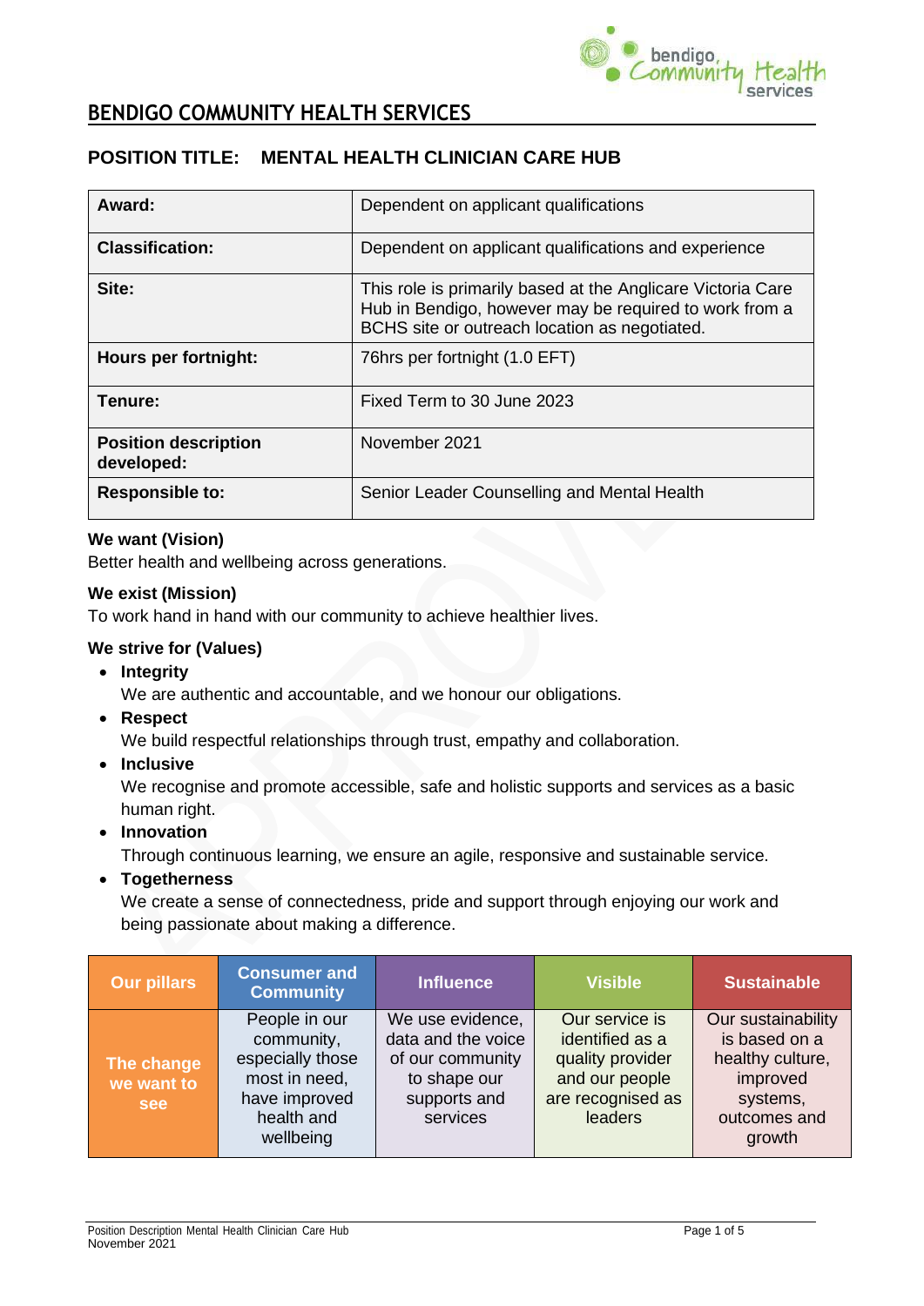# BENDIGO COMMUNITY HEALTH SERVICES

## POSITION TITLE: MENTAL HEALTH CLINICIAN CARE HUB

| | |
|---|---|
| **Award:** | Dependent on applicant qualifications |
| **Classification:** | Dependent on applicant qualifications and experience |
| **Site:** | This role is primarily based at the Anglicare Victoria Care Hub in Bendigo, however may be required to work from a BCHS site or outreach location as negotiated. |
| **Hours per fortnight:** | 76hrs per fortnight (1.0 EFT) |
| **Tenure:** | Fixed Term to 30 June 2023 |
| **Position description developed:** | November 2021 |
| **Responsible to:** | Senior Leader Counselling and Mental Health |

**We want (Vision)**
Better health and wellbeing across generations.

**We exist (Mission)**
To work hand in hand with our community to achieve healthier lives.

**We strive for (Values)**

- **Integrity**
  We are authentic and accountable, and we honour our obligations.
- **Respect**
  We build respectful relationships through trust, empathy and collaboration.
- **Inclusive**
  We recognise and promote accessible, safe and holistic supports and services as a basic human right.
- **Innovation**
  Through continuous learning, we ensure an agile, responsive and sustainable service.
- **Togetherness**
  We create a sense of connectedness, pride and support through enjoying our work and being passionate about making a difference.

| Our pillars | Consumer and Community | Influence | Visible | Sustainable |
|---|---|---|---|---|
| The change we want to see | People in our community, especially those most in need, have improved health and wellbeing | We use evidence, data and the voice of our community to shape our supports and services | Our service is identified as a quality provider and our people are recognised as leaders | Our sustainability is based on a healthy culture, improved systems, outcomes and growth |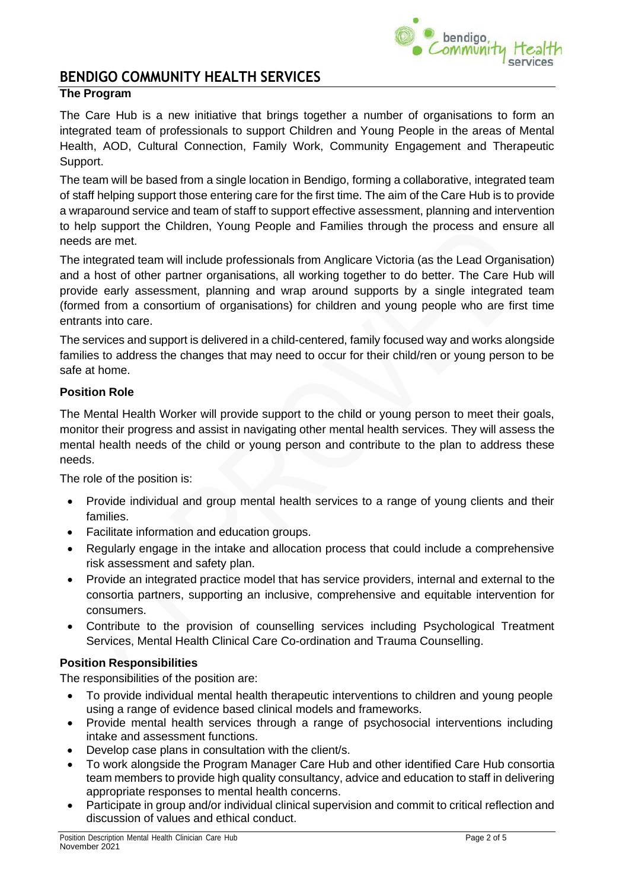# BENDIGO COMMUNITY HEALTH SERVICES

### The Program

The Care Hub is a new initiative that brings together a number of organisations to form an integrated team of professionals to support Children and Young People in the areas of Mental Health, AOD, Cultural Connection, Family Work, Community Engagement and Therapeutic Support.

The team will be based from a single location in Bendigo, forming a collaborative, integrated team of staff helping support those entering care for the first time. The aim of the Care Hub is to provide a wraparound service and team of staff to support effective assessment, planning and intervention to help support the Children, Young People and Families through the process and ensure all needs are met.

The integrated team will include professionals from Anglicare Victoria (as the Lead Organisation) and a host of other partner organisations, all working together to do better. The Care Hub will provide early assessment, planning and wrap around supports by a single integrated team (formed from a consortium of organisations) for children and young people who are first time entrants into care.

The services and support is delivered in a child-centered, family focused way and works alongside families to address the changes that may need to occur for their child/ren or young person to be safe at home.

### Position Role

The Mental Health Worker will provide support to the child or young person to meet their goals, monitor their progress and assist in navigating other mental health services. They will assess the mental health needs of the child or young person and contribute to the plan to address these needs.

The role of the position is:

- Provide individual and group mental health services to a range of young clients and their families.
- Facilitate information and education groups.
- Regularly engage in the intake and allocation process that could include a comprehensive risk assessment and safety plan.
- Provide an integrated practice model that has service providers, internal and external to the consortia partners, supporting an inclusive, comprehensive and equitable intervention for consumers.
- Contribute to the provision of counselling services including Psychological Treatment Services, Mental Health Clinical Care Co-ordination and Trauma Counselling.

### Position Responsibilities

The responsibilities of the position are:

- To provide individual mental health therapeutic interventions to children and young people using a range of evidence based clinical models and frameworks.
- Provide mental health services through a range of psychosocial interventions including intake and assessment functions.
- Develop case plans in consultation with the client/s.
- To work alongside the Program Manager Care Hub and other identified Care Hub consortia team members to provide high quality consultancy, advice and education to staff in delivering appropriate responses to mental health concerns.
- Participate in group and/or individual clinical supervision and commit to critical reflection and discussion of values and ethical conduct.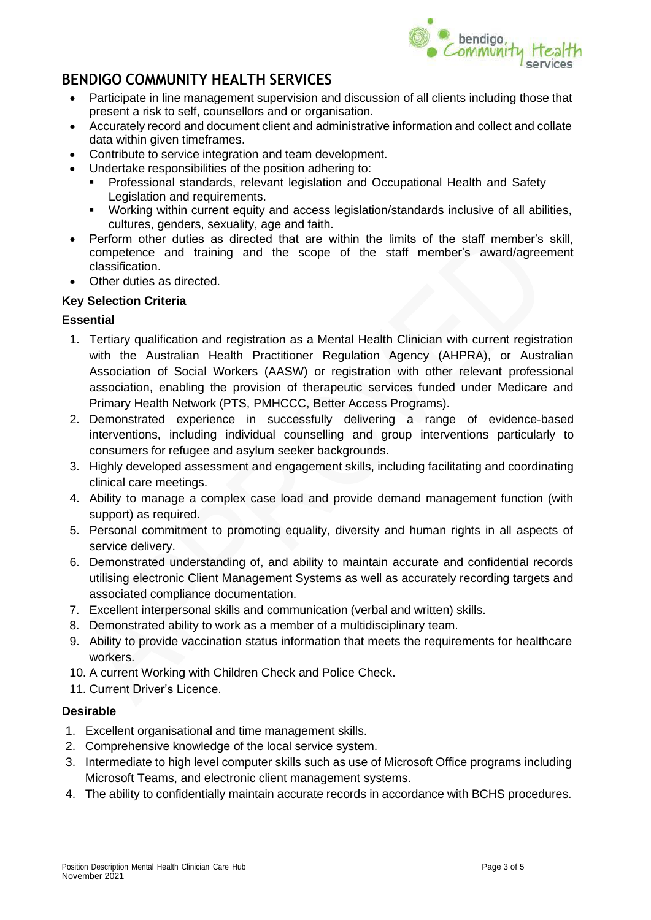- Participate in line management supervision and discussion of all clients including those that present a risk to self, counsellors and or organisation.
- Accurately record and document client and administrative information and collect and collate data within given timeframes.
- Contribute to service integration and team development.
- Undertake responsibilities of the position adhering to:
  - Professional standards, relevant legislation and Occupational Health and Safety Legislation and requirements.
  - Working within current equity and access legislation/standards inclusive of all abilities, cultures, genders, sexuality, age and faith.
- Perform other duties as directed that are within the limits of the staff member's skill, competence and training and the scope of the staff member's award/agreement classification.
- Other duties as directed.

**Key Selection Criteria**

**Essential**

1. Tertiary qualification and registration as a Mental Health Clinician with current registration with the Australian Health Practitioner Regulation Agency (AHPRA), or Australian Association of Social Workers (AASW) or registration with other relevant professional association, enabling the provision of therapeutic services funded under Medicare and Primary Health Network (PTS, PMHCCC, Better Access Programs).
2. Demonstrated experience in successfully delivering a range of evidence-based interventions, including individual counselling and group interventions particularly to consumers for refugee and asylum seeker backgrounds.
3. Highly developed assessment and engagement skills, including facilitating and coordinating clinical care meetings.
4. Ability to manage a complex case load and provide demand management function (with support) as required.
5. Personal commitment to promoting equality, diversity and human rights in all aspects of service delivery.
6. Demonstrated understanding of, and ability to maintain accurate and confidential records utilising electronic Client Management Systems as well as accurately recording targets and associated compliance documentation.
7. Excellent interpersonal skills and communication (verbal and written) skills.
8. Demonstrated ability to work as a member of a multidisciplinary team.
9. Ability to provide vaccination status information that meets the requirements for healthcare workers.
10. A current Working with Children Check and Police Check.
11. Current Driver's Licence.

**Desirable**

1. Excellent organisational and time management skills.
2. Comprehensive knowledge of the local service system.
3. Intermediate to high level computer skills such as use of Microsoft Office programs including Microsoft Teams, and electronic client management systems.
4. The ability to confidentially maintain accurate records in accordance with BCHS procedures.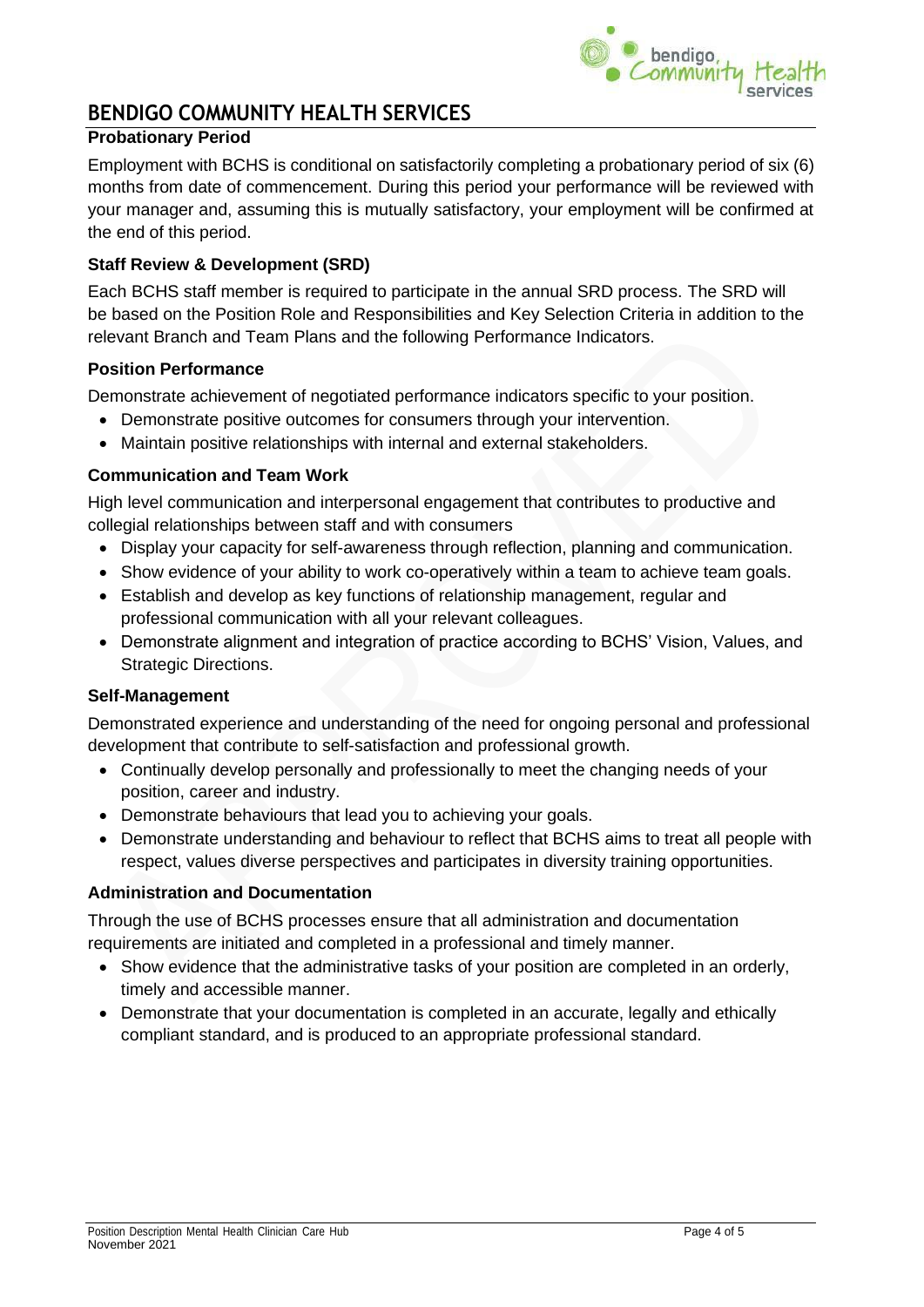# BENDIGO COMMUNITY HEALTH SERVICES

### Probationary Period

Employment with BCHS is conditional on satisfactorily completing a probationary period of six (6) months from date of commencement. During this period your performance will be reviewed with your manager and, assuming this is mutually satisfactory, your employment will be confirmed at the end of this period.

### Staff Review & Development (SRD)

Each BCHS staff member is required to participate in the annual SRD process. The SRD will be based on the Position Role and Responsibilities and Key Selection Criteria in addition to the relevant Branch and Team Plans and the following Performance Indicators.

### Position Performance

Demonstrate achievement of negotiated performance indicators specific to your position.

- Demonstrate positive outcomes for consumers through your intervention.
- Maintain positive relationships with internal and external stakeholders.

### Communication and Team Work

High level communication and interpersonal engagement that contributes to productive and collegial relationships between staff and with consumers

- Display your capacity for self-awareness through reflection, planning and communication.
- Show evidence of your ability to work co-operatively within a team to achieve team goals.
- Establish and develop as key functions of relationship management, regular and professional communication with all your relevant colleagues.
- Demonstrate alignment and integration of practice according to BCHS' Vision, Values, and Strategic Directions.

### Self-Management

Demonstrated experience and understanding of the need for ongoing personal and professional development that contribute to self-satisfaction and professional growth.

- Continually develop personally and professionally to meet the changing needs of your position, career and industry.
- Demonstrate behaviours that lead you to achieving your goals.
- Demonstrate understanding and behaviour to reflect that BCHS aims to treat all people with respect, values diverse perspectives and participates in diversity training opportunities.

### Administration and Documentation

Through the use of BCHS processes ensure that all administration and documentation requirements are initiated and completed in a professional and timely manner.

- Show evidence that the administrative tasks of your position are completed in an orderly, timely and accessible manner.
- Demonstrate that your documentation is completed in an accurate, legally and ethically compliant standard, and is produced to an appropriate professional standard.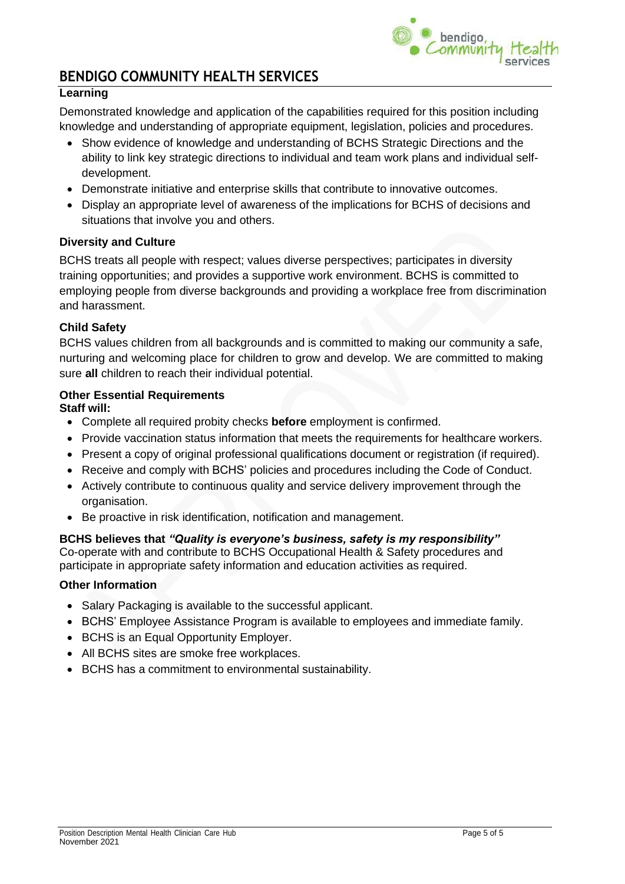# BENDIGO COMMUNITY HEALTH SERVICES

**Learning**

Demonstrated knowledge and application of the capabilities required for this position including knowledge and understanding of appropriate equipment, legislation, policies and procedures.

- Show evidence of knowledge and understanding of BCHS Strategic Directions and the ability to link key strategic directions to individual and team work plans and individual self-development.
- Demonstrate initiative and enterprise skills that contribute to innovative outcomes.
- Display an appropriate level of awareness of the implications for BCHS of decisions and situations that involve you and others.

**Diversity and Culture**

BCHS treats all people with respect; values diverse perspectives; participates in diversity training opportunities; and provides a supportive work environment. BCHS is committed to employing people from diverse backgrounds and providing a workplace free from discrimination and harassment.

**Child Safety**

BCHS values children from all backgrounds and is committed to making our community a safe, nurturing and welcoming place for children to grow and develop. We are committed to making sure **all** children to reach their individual potential.

**Other Essential Requirements**
**Staff will:**

- Complete all required probity checks **before** employment is confirmed.
- Provide vaccination status information that meets the requirements for healthcare workers.
- Present a copy of original professional qualifications document or registration (if required).
- Receive and comply with BCHS' policies and procedures including the Code of Conduct.
- Actively contribute to continuous quality and service delivery improvement through the organisation.
- Be proactive in risk identification, notification and management.

**BCHS believes that *"Quality is everyone's business, safety is my responsibility"***
Co-operate with and contribute to BCHS Occupational Health & Safety procedures and participate in appropriate safety information and education activities as required.

**Other Information**

- Salary Packaging is available to the successful applicant.
- BCHS' Employee Assistance Program is available to employees and immediate family.
- BCHS is an Equal Opportunity Employer.
- All BCHS sites are smoke free workplaces.
- BCHS has a commitment to environmental sustainability.